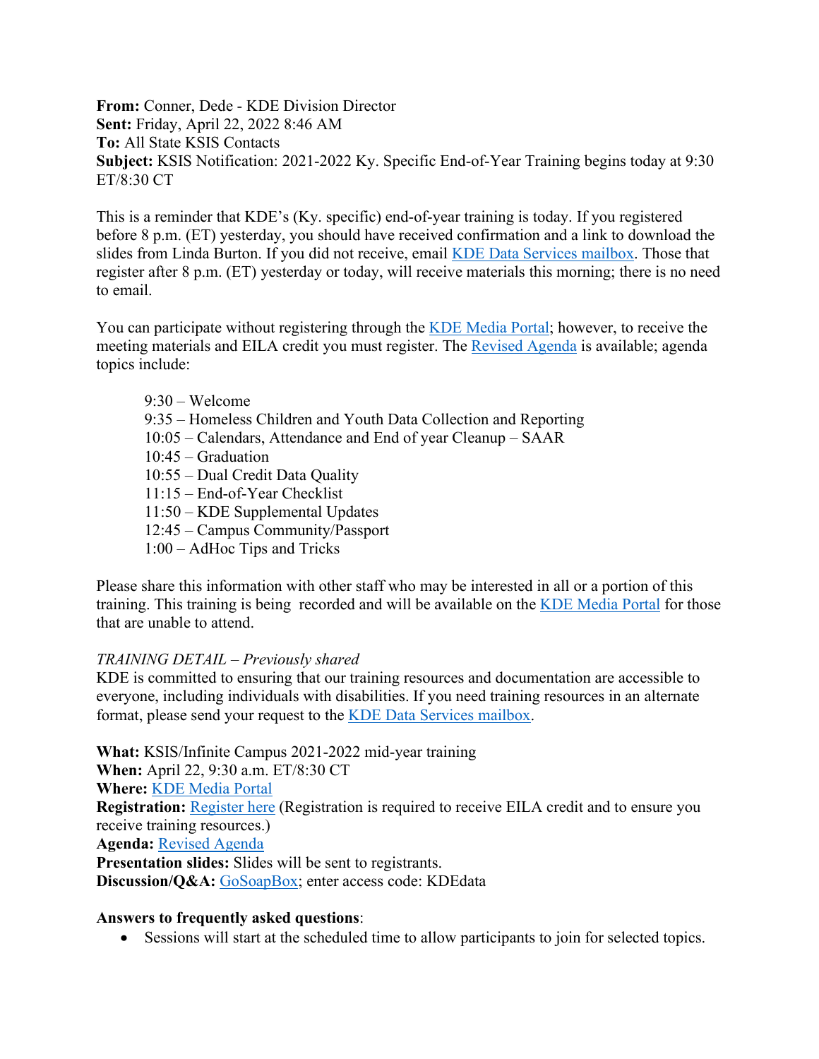**From:** Conner, Dede - KDE Division Director
**Sent:** Friday, April 22, 2022 8:46 AM
**To:** All State KSIS Contacts
**Subject:** KSIS Notification: 2021-2022 Ky. Specific End-of-Year Training begins today at 9:30 ET/8:30 CT

This is a reminder that KDE's (Ky. specific) end-of-year training is today. If you registered before 8 p.m. (ET) yesterday, you should have received confirmation and a link to download the slides from Linda Burton. If you did not receive, email KDE Data Services mailbox. Those that register after 8 p.m. (ET) yesterday or today, will receive materials this morning; there is no need to email.

You can participate without registering through the KDE Media Portal; however, to receive the meeting materials and EILA credit you must register. The Revised Agenda is available; agenda topics include:

- 9:30 – Welcome
- 9:35 – Homeless Children and Youth Data Collection and Reporting
- 10:05 – Calendars, Attendance and End of year Cleanup – SAAR
- 10:45 – Graduation
- 10:55 – Dual Credit Data Quality
- 11:15 – End-of-Year Checklist
- 11:50 – KDE Supplemental Updates
- 12:45 – Campus Community/Passport
- 1:00 – AdHoc Tips and Tricks

Please share this information with other staff who may be interested in all or a portion of this training. This training is being recorded and will be available on the KDE Media Portal for those that are unable to attend.

*TRAINING DETAIL – Previously shared*
KDE is committed to ensuring that our training resources and documentation are accessible to everyone, including individuals with disabilities. If you need training resources in an alternate format, please send your request to the KDE Data Services mailbox.

**What:** KSIS/Infinite Campus 2021-2022 mid-year training
**When:** April 22, 9:30 a.m. ET/8:30 CT
**Where:** KDE Media Portal
**Registration:** Register here (Registration is required to receive EILA credit and to ensure you receive training resources.)
**Agenda:** Revised Agenda
**Presentation slides:** Slides will be sent to registrants.
**Discussion/Q&A:** GoSoapBox; enter access code: KDEdata

**Answers to frequently asked questions**:

- Sessions will start at the scheduled time to allow participants to join for selected topics.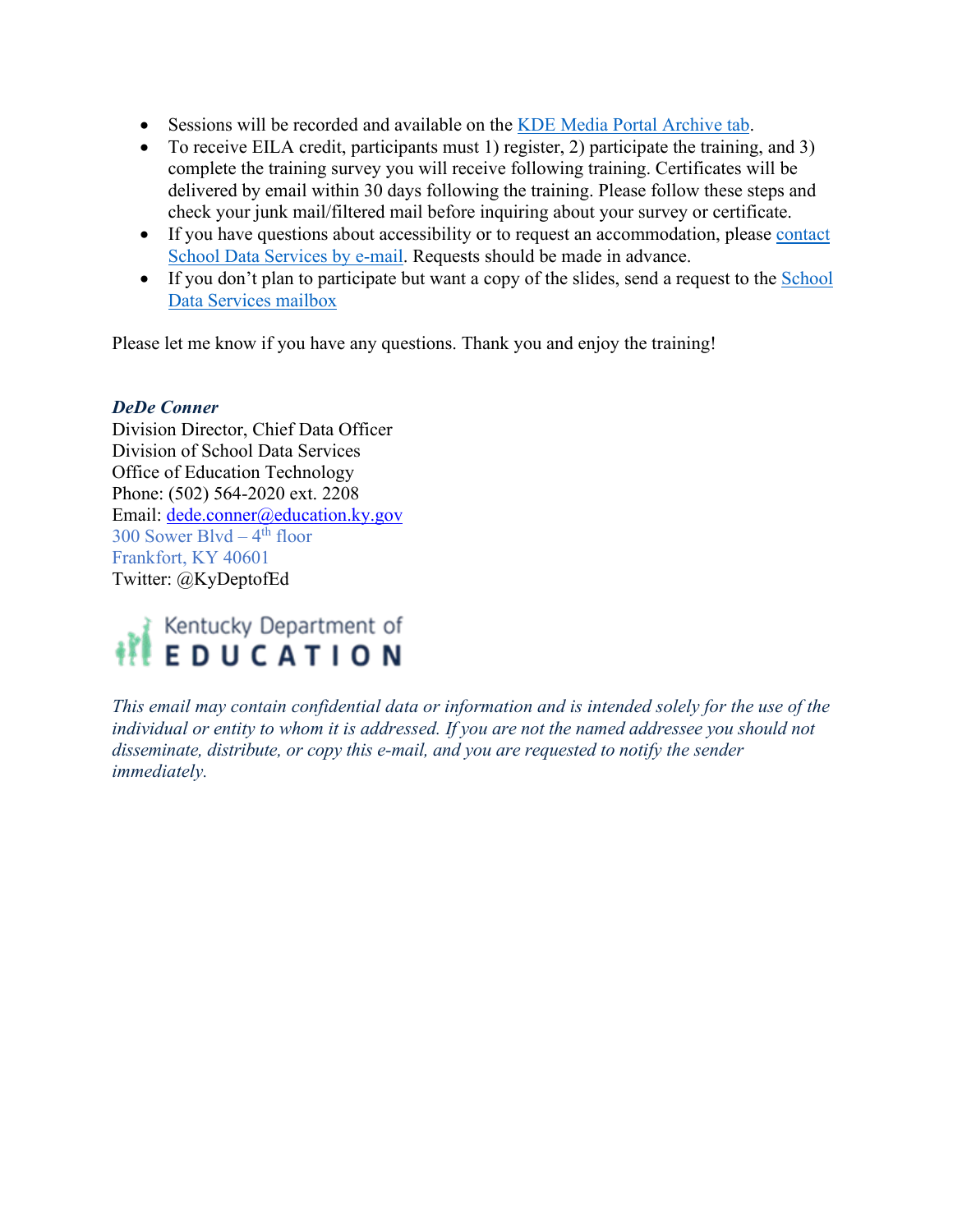- Sessions will be recorded and available on the KDE Media Portal Archive tab.
- To receive EILA credit, participants must 1) register, 2) participate the training, and 3) complete the training survey you will receive following training. Certificates will be delivered by email within 30 days following the training. Please follow these steps and check your junk mail/filtered mail before inquiring about your survey or certificate.
- If you have questions about accessibility or to request an accommodation, please contact School Data Services by e-mail. Requests should be made in advance.
- If you don't plan to participate but want a copy of the slides, send a request to the School Data Services mailbox

Please let me know if you have any questions. Thank you and enjoy the training!

***DeDe Conner***
Division Director, Chief Data Officer
Division of School Data Services
Office of Education Technology
Phone: (502) 564-2020 ext. 2208
Email: dede.conner@education.ky.gov
300 Sower Blvd – 4th floor
Frankfort, KY 40601
Twitter: @KyDeptofEd

Kentucky Department of
EDUCATION

*This email may contain confidential data or information and is intended solely for the use of the individual or entity to whom it is addressed. If you are not the named addressee you should not disseminate, distribute, or copy this e-mail, and you are requested to notify the sender immediately.*